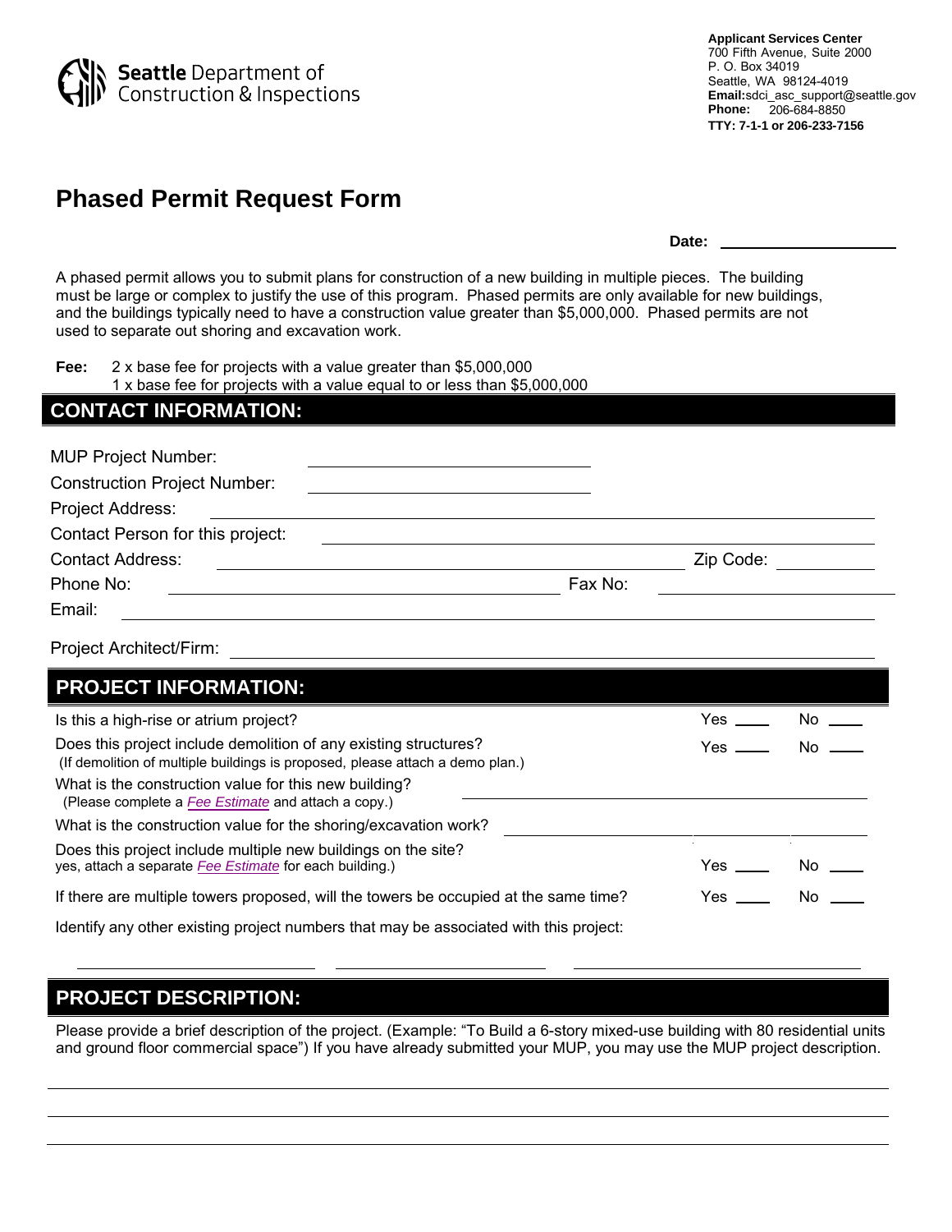Seattle Department of Construction & Inspections

**Applicant Services Center**
700 Fifth Avenue, Suite 2000
P. O. Box 34019
Seattle, WA 98124-4019
**Email:**sdci_asc_support@seattle.gov
**Phone:** 206-684-8850
**TTY: 7-1-1 or 206-233-7156**

# Phased Permit Request Form

**Date:** ____________________

A phased permit allows you to submit plans for construction of a new building in multiple pieces. The building must be large or complex to justify the use of this program. Phased permits are only available for new buildings, and the buildings typically need to have a construction value greater than $5,000,000. Phased permits are not used to separate out shoring and excavation work.

**Fee:** 2 x base fee for projects with a value greater than $5,000,000
1 x base fee for projects with a value equal to or less than $5,000,000

## CONTACT INFORMATION:

MUP Project Number: ____________________

Construction Project Number: ____________________

Project Address: ____________________

Contact Person for this project: ____________________

Contact Address: ____________________ Zip Code: __________

Phone No: ____________________ Fax No: ____________________

Email: ____________________

Project Architect/Firm: ____________________

## PROJECT INFORMATION:

Is this a high-rise or atrium project? Yes ____ No ____

Does this project include demolition of any existing structures? Yes ____ No ____
(If demolition of multiple buildings is proposed, please attach a demo plan.)

What is the construction value for this new building? ____________________
(Please complete a *Fee Estimate* and attach a copy.)

What is the construction value for the shoring/excavation work? ____________________

Does this project include multiple new buildings on the site? Yes ____ No ____
yes, attach a separate *Fee Estimate* for each building.)

If there are multiple towers proposed, will the towers be occupied at the same time? Yes ____ No ____

Identify any other existing project numbers that may be associated with this project:

____________________ ____________________ ____________________

## PROJECT DESCRIPTION:

Please provide a brief description of the project. (Example: "To Build a 6-story mixed-use building with 80 residential units and ground floor commercial space") If you have already submitted your MUP, you may use the MUP project description.

____________________

____________________

____________________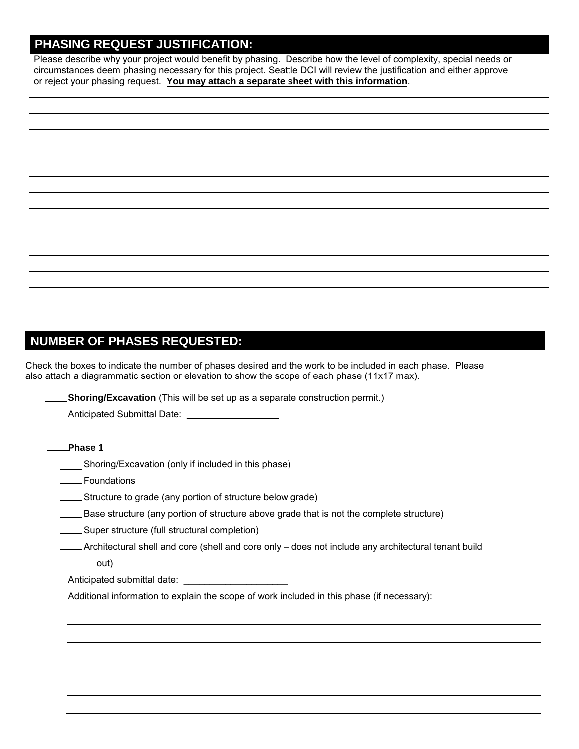## PHASING REQUEST JUSTIFICATION:

Please describe why your project would benefit by phasing. Describe how the level of complexity, special needs or circumstances deem phasing necessary for this project. Seattle DCI will review the justification and either approve or reject your phasing request. **You may attach a separate sheet with this information**.

______________________________________________________________________________

______________________________________________________________________________

______________________________________________________________________________

______________________________________________________________________________

______________________________________________________________________________

______________________________________________________________________________

______________________________________________________________________________

______________________________________________________________________________

______________________________________________________________________________

______________________________________________________________________________

______________________________________________________________________________

______________________________________________________________________________

______________________________________________________________________________

______________________________________________________________________________

## NUMBER OF PHASES REQUESTED:

Check the boxes to indicate the number of phases desired and the work to be included in each phase. Please also attach a diagrammatic section or elevation to show the scope of each phase (11x17 max).

____ **Shoring/Excavation** (This will be set up as a separate construction permit.)

Anticipated Submittal Date: ________________

____ **Phase 1**

- ____ Shoring/Excavation (only if included in this phase)
- ____ Foundations
- ____ Structure to grade (any portion of structure below grade)
- ____ Base structure (any portion of structure above grade that is not the complete structure)
- ____ Super structure (full structural completion)
- ____ Architectural shell and core (shell and core only – does not include any architectural tenant build out)

Anticipated submittal date: ____________________

Additional information to explain the scope of work included in this phase (if necessary):

______________________________________________________________________________

______________________________________________________________________________

______________________________________________________________________________

______________________________________________________________________________

______________________________________________________________________________

______________________________________________________________________________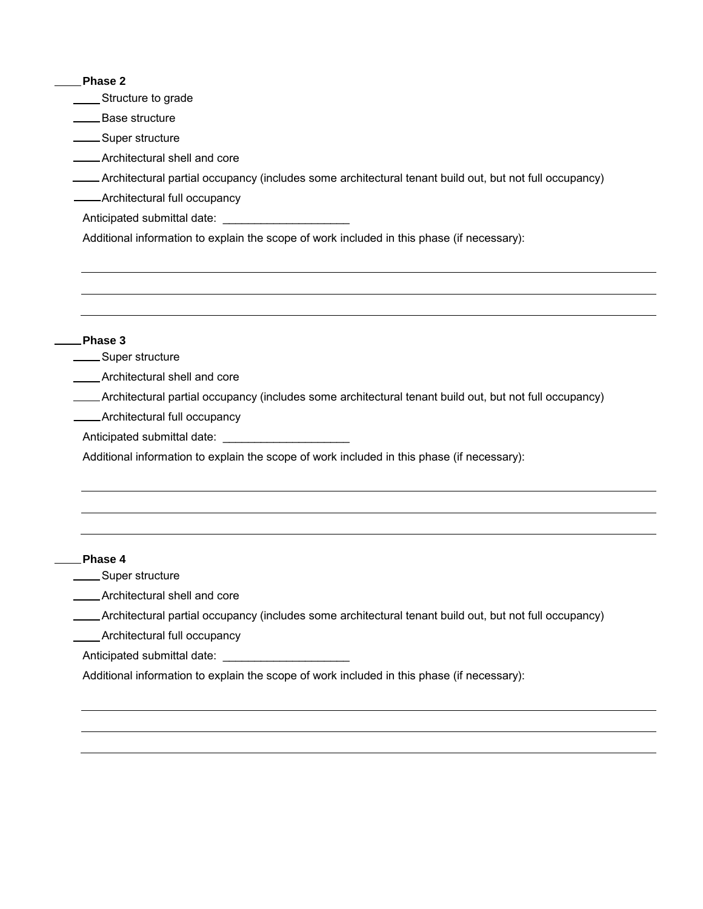____ **Phase 2**

- ____ Structure to grade
- ____ Base structure
- ____ Super structure
- ____ Architectural shell and core
- ____ Architectural partial occupancy (includes some architectural tenant build out, but not full occupancy)
- ____ Architectural full occupancy

Anticipated submittal date: ____________________

Additional information to explain the scope of work included in this phase (if necessary):

______________________________________________________________________________

______________________________________________________________________________

______________________________________________________________________________

____ **Phase 3**

- ____ Super structure
- ____ Architectural shell and core
- ____ Architectural partial occupancy (includes some architectural tenant build out, but not full occupancy)
- ____ Architectural full occupancy

Anticipated submittal date: ____________________

Additional information to explain the scope of work included in this phase (if necessary):

______________________________________________________________________________

______________________________________________________________________________

______________________________________________________________________________

____ **Phase 4**

- ____ Super structure
- ____ Architectural shell and core
- ____ Architectural partial occupancy (includes some architectural tenant build out, but not full occupancy)
- ____ Architectural full occupancy

Anticipated submittal date: ____________________

Additional information to explain the scope of work included in this phase (if necessary):

______________________________________________________________________________

______________________________________________________________________________

______________________________________________________________________________